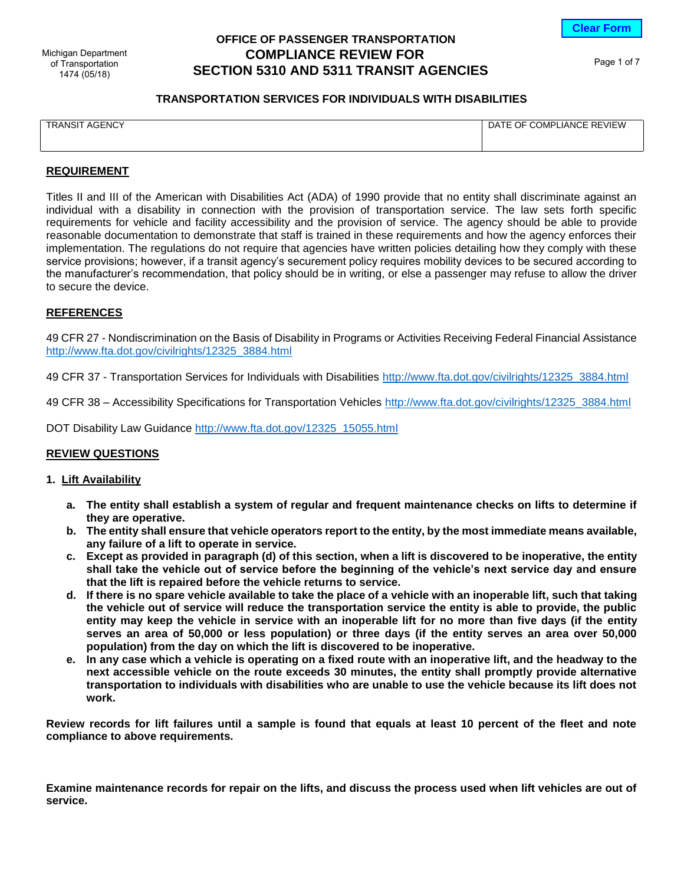Michigan Department of Transportation
1474 (05/18)

# OFFICE OF PASSENGER TRANSPORTATION
# COMPLIANCE REVIEW FOR SECTION 5310 AND 5311 TRANSIT AGENCIES

## TRANSPORTATION SERVICES FOR INDIVIDUALS WITH DISABILITIES

| TRANSIT AGENCY | DATE OF COMPLIANCE REVIEW |
|---|---|
| | |

### REQUIREMENT

Titles II and III of the American with Disabilities Act (ADA) of 1990 provide that no entity shall discriminate against an individual with a disability in connection with the provision of transportation service. The law sets forth specific requirements for vehicle and facility accessibility and the provision of service. The agency should be able to provide reasonable documentation to demonstrate that staff is trained in these requirements and how the agency enforces their implementation. The regulations do not require that agencies have written policies detailing how they comply with these service provisions; however, if a transit agency's securement policy requires mobility devices to be secured according to the manufacturer's recommendation, that policy should be in writing, or else a passenger may refuse to allow the driver to secure the device.

### REFERENCES

49 CFR 27 - Nondiscrimination on the Basis of Disability in Programs or Activities Receiving Federal Financial Assistance http://www.fta.dot.gov/civilrights/12325_3884.html

49 CFR 37 - Transportation Services for Individuals with Disabilities http://www.fta.dot.gov/civilrights/12325_3884.html

49 CFR 38 – Accessibility Specifications for Transportation Vehicles http://www.fta.dot.gov/civilrights/12325_3884.html

DOT Disability Law Guidance http://www.fta.dot.gov/12325_15055.html

### REVIEW QUESTIONS

**1. Lift Availability**

- **a. The entity shall establish a system of regular and frequent maintenance checks on lifts to determine if they are operative.**
- **b. The entity shall ensure that vehicle operators report to the entity, by the most immediate means available, any failure of a lift to operate in service.**
- **c. Except as provided in paragraph (d) of this section, when a lift is discovered to be inoperative, the entity shall take the vehicle out of service before the beginning of the vehicle's next service day and ensure that the lift is repaired before the vehicle returns to service.**
- **d. If there is no spare vehicle available to take the place of a vehicle with an inoperable lift, such that taking the vehicle out of service will reduce the transportation service the entity is able to provide, the public entity may keep the vehicle in service with an inoperable lift for no more than five days (if the entity serves an area of 50,000 or less population) or three days (if the entity serves an area over 50,000 population) from the day on which the lift is discovered to be inoperative.**
- **e. In any case which a vehicle is operating on a fixed route with an inoperative lift, and the headway to the next accessible vehicle on the route exceeds 30 minutes, the entity shall promptly provide alternative transportation to individuals with disabilities who are unable to use the vehicle because its lift does not work.**

**Review records for lift failures until a sample is found that equals at least 10 percent of the fleet and note compliance to above requirements.**

**Examine maintenance records for repair on the lifts, and discuss the process used when lift vehicles are out of service.**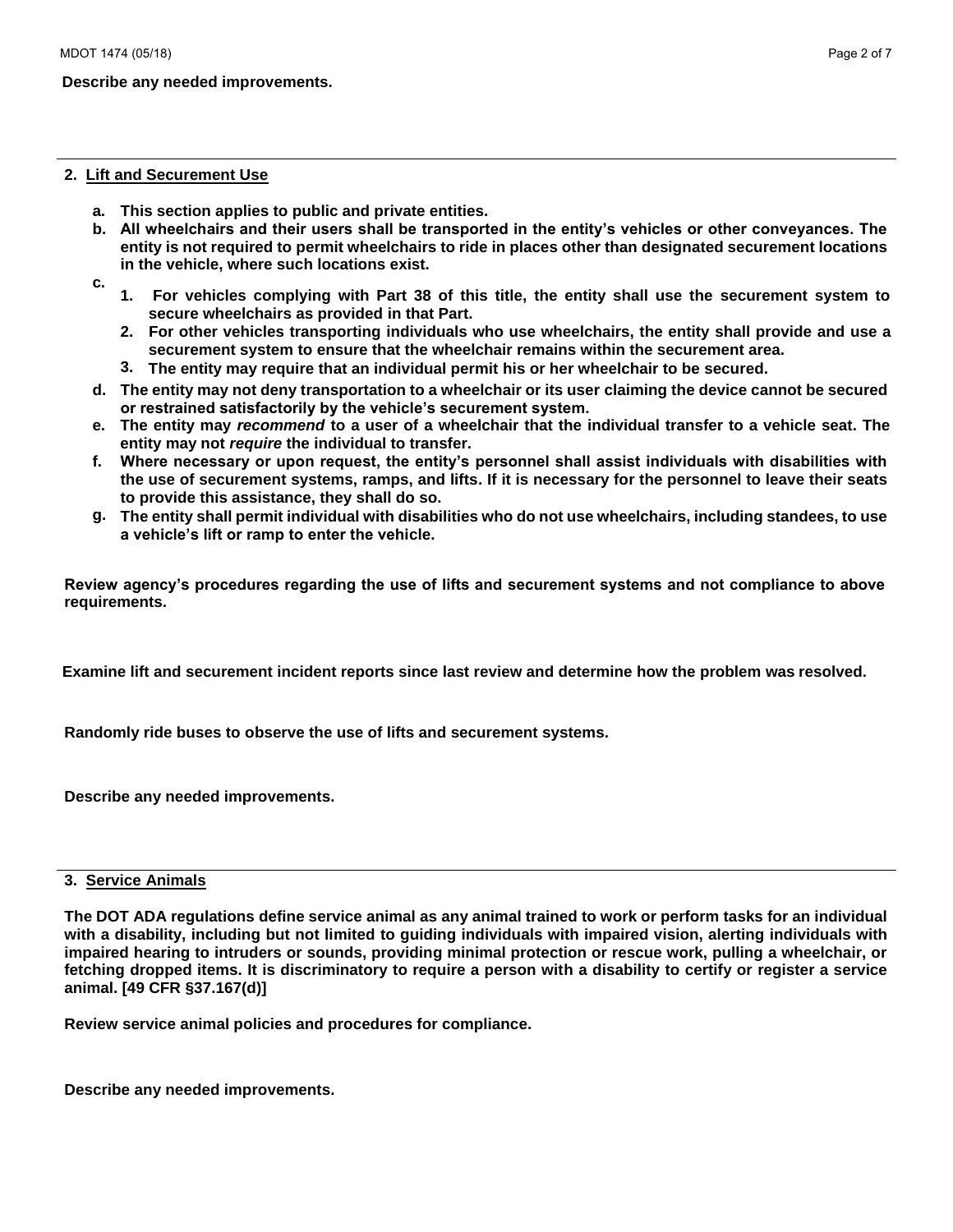**Describe any needed improvements.**

---

## 2. Lift and Securement Use

- **a.** **This section applies to public and private entities.**
- **b.** **All wheelchairs and their users shall be transported in the entity's vehicles or other conveyances. The entity is not required to permit wheelchairs to ride in places other than designated securement locations in the vehicle, where such locations exist.**
- **c.**
  1. **For vehicles complying with Part 38 of this title, the entity shall use the securement system to secure wheelchairs as provided in that Part.**
  2. **For other vehicles transporting individuals who use wheelchairs, the entity shall provide and use a securement system to ensure that the wheelchair remains within the securement area.**
  3. **The entity may require that an individual permit his or her wheelchair to be secured.**
- **d.** **The entity may not deny transportation to a wheelchair or its user claiming the device cannot be secured or restrained satisfactorily by the vehicle's securement system.**
- **e.** **The entity may *recommend* to a user of a wheelchair that the individual transfer to a vehicle seat. The entity may not *require* the individual to transfer.**
- **f.** **Where necessary or upon request, the entity's personnel shall assist individuals with disabilities with the use of securement systems, ramps, and lifts. If it is necessary for the personnel to leave their seats to provide this assistance, they shall do so.**
- **g.** **The entity shall permit individual with disabilities who do not use wheelchairs, including standees, to use a vehicle's lift or ramp to enter the vehicle.**

**Review agency's procedures regarding the use of lifts and securement systems and not compliance to above requirements.**

**Examine lift and securement incident reports since last review and determine how the problem was resolved.**

**Randomly ride buses to observe the use of lifts and securement systems.**

**Describe any needed improvements.**

---

## 3. Service Animals

**The DOT ADA regulations define service animal as any animal trained to work or perform tasks for an individual with a disability, including but not limited to guiding individuals with impaired vision, alerting individuals with impaired hearing to intruders or sounds, providing minimal protection or rescue work, pulling a wheelchair, or fetching dropped items. It is discriminatory to require a person with a disability to certify or register a service animal. [49 CFR §37.167(d)]**

**Review service animal policies and procedures for compliance.**

**Describe any needed improvements.**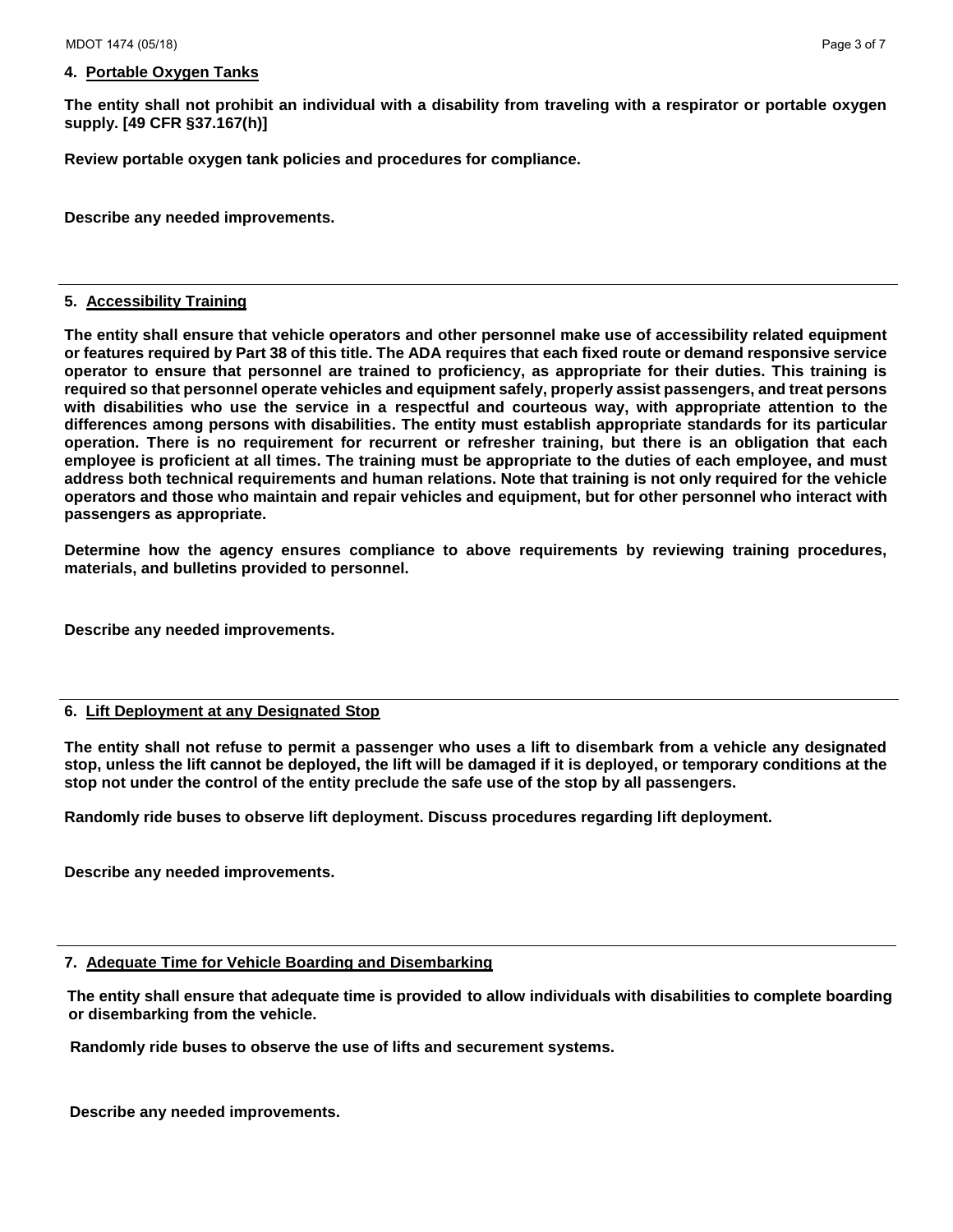**4. Portable Oxygen Tanks**

**The entity shall not prohibit an individual with a disability from traveling with a respirator or portable oxygen supply. [49 CFR §37.167(h)]**

**Review portable oxygen tank policies and procedures for compliance.**

**Describe any needed improvements.**

---

**5. Accessibility Training**

**The entity shall ensure that vehicle operators and other personnel make use of accessibility related equipment or features required by Part 38 of this title. The ADA requires that each fixed route or demand responsive service operator to ensure that personnel are trained to proficiency, as appropriate for their duties. This training is required so that personnel operate vehicles and equipment safely, properly assist passengers, and treat persons with disabilities who use the service in a respectful and courteous way, with appropriate attention to the differences among persons with disabilities. The entity must establish appropriate standards for its particular operation. There is no requirement for recurrent or refresher training, but there is an obligation that each employee is proficient at all times. The training must be appropriate to the duties of each employee, and must address both technical requirements and human relations. Note that training is not only required for the vehicle operators and those who maintain and repair vehicles and equipment, but for other personnel who interact with passengers as appropriate.**

**Determine how the agency ensures compliance to above requirements by reviewing training procedures, materials, and bulletins provided to personnel.**

**Describe any needed improvements.**

---

**6. Lift Deployment at any Designated Stop**

**The entity shall not refuse to permit a passenger who uses a lift to disembark from a vehicle any designated stop, unless the lift cannot be deployed, the lift will be damaged if it is deployed, or temporary conditions at the stop not under the control of the entity preclude the safe use of the stop by all passengers.**

**Randomly ride buses to observe lift deployment. Discuss procedures regarding lift deployment.**

**Describe any needed improvements.**

---

**7. Adequate Time for Vehicle Boarding and Disembarking**

**The entity shall ensure that adequate time is provided to allow individuals with disabilities to complete boarding or disembarking from the vehicle.**

**Randomly ride buses to observe the use of lifts and securement systems.**

**Describe any needed improvements.**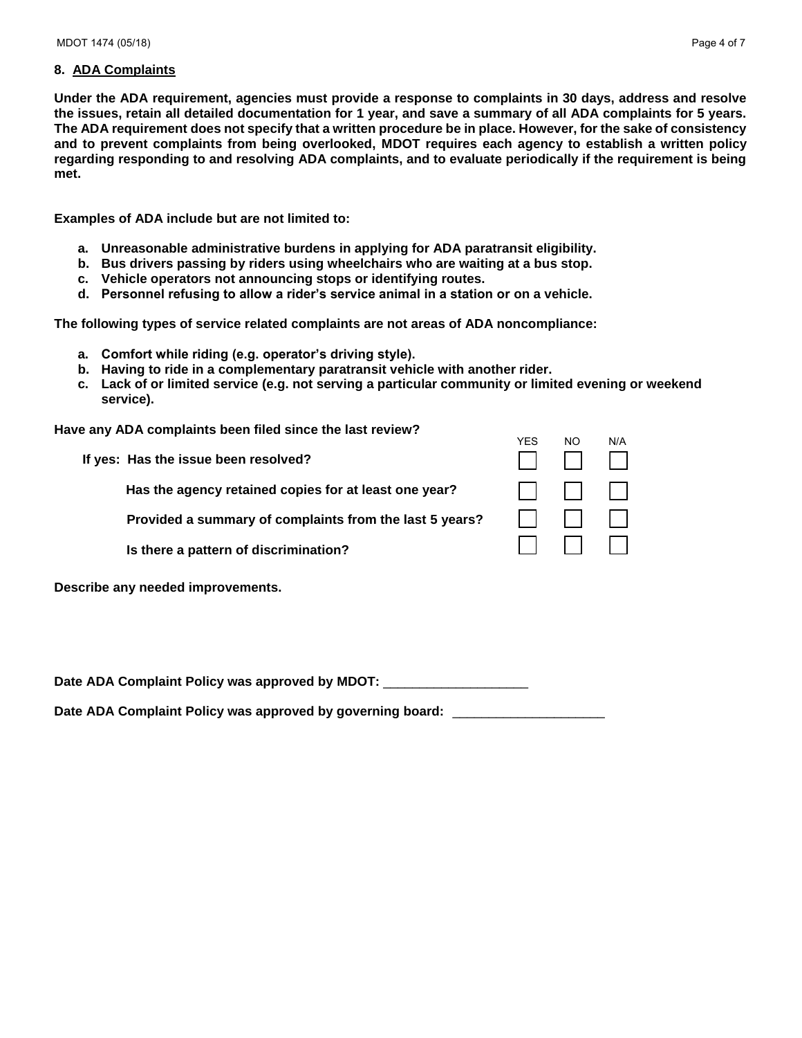## 8. ADA Complaints

**Under the ADA requirement, agencies must provide a response to complaints in 30 days, address and resolve the issues, retain all detailed documentation for 1 year, and save a summary of all ADA complaints for 5 years. The ADA requirement does not specify that a written procedure be in place. However, for the sake of consistency and to prevent complaints from being overlooked, MDOT requires each agency to establish a written policy regarding responding to and resolving ADA complaints, and to evaluate periodically if the requirement is being met.**

**Examples of ADA include but are not limited to:**

- **a. Unreasonable administrative burdens in applying for ADA paratransit eligibility.**
- **b. Bus drivers passing by riders using wheelchairs who are waiting at a bus stop.**
- **c. Vehicle operators not announcing stops or identifying routes.**
- **d. Personnel refusing to allow a rider's service animal in a station or on a vehicle.**

**The following types of service related complaints are not areas of ADA noncompliance:**

- **a. Comfort while riding (e.g. operator's driving style).**
- **b. Having to ride in a complementary paratransit vehicle with another rider.**
- **c. Lack of or limited service (e.g. not serving a particular community or limited evening or weekend service).**

**Have any ADA complaints been filed since the last review?**

| | YES | NO | N/A |
|---|---|---|---|
| **If yes: Has the issue been resolved?** | ☐ | ☐ | ☐ |
| **Has the agency retained copies for at least one year?** | ☐ | ☐ | ☐ |
| **Provided a summary of complaints from the last 5 years?** | ☐ | ☐ | ☐ |
| **Is there a pattern of discrimination?** | ☐ | ☐ | ☐ |

**Describe any needed improvements.**

**Date ADA Complaint Policy was approved by MDOT:** ____________________

**Date ADA Complaint Policy was approved by governing board:** _____________________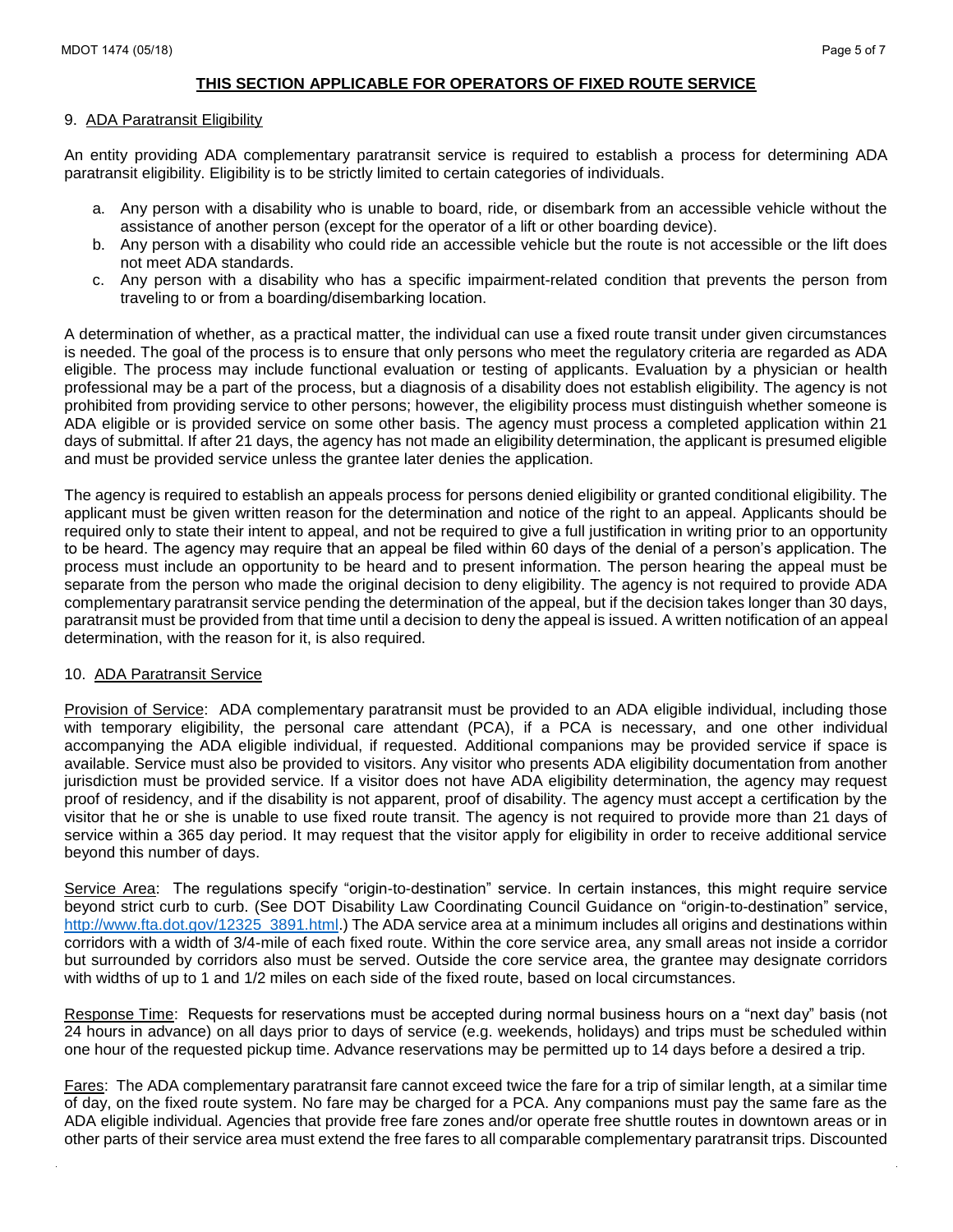## THIS SECTION APPLICABLE FOR OPERATORS OF FIXED ROUTE SERVICE

### 9. ADA Paratransit Eligibility

An entity providing ADA complementary paratransit service is required to establish a process for determining ADA paratransit eligibility. Eligibility is to be strictly limited to certain categories of individuals.

a. Any person with a disability who is unable to board, ride, or disembark from an accessible vehicle without the assistance of another person (except for the operator of a lift or other boarding device).
b. Any person with a disability who could ride an accessible vehicle but the route is not accessible or the lift does not meet ADA standards.
c. Any person with a disability who has a specific impairment-related condition that prevents the person from traveling to or from a boarding/disembarking location.

A determination of whether, as a practical matter, the individual can use a fixed route transit under given circumstances is needed. The goal of the process is to ensure that only persons who meet the regulatory criteria are regarded as ADA eligible. The process may include functional evaluation or testing of applicants. Evaluation by a physician or health professional may be a part of the process, but a diagnosis of a disability does not establish eligibility. The agency is not prohibited from providing service to other persons; however, the eligibility process must distinguish whether someone is ADA eligible or is provided service on some other basis. The agency must process a completed application within 21 days of submittal. If after 21 days, the agency has not made an eligibility determination, the applicant is presumed eligible and must be provided service unless the grantee later denies the application.

The agency is required to establish an appeals process for persons denied eligibility or granted conditional eligibility. The applicant must be given written reason for the determination and notice of the right to an appeal. Applicants should be required only to state their intent to appeal, and not be required to give a full justification in writing prior to an opportunity to be heard. The agency may require that an appeal be filed within 60 days of the denial of a person's application. The process must include an opportunity to be heard and to present information. The person hearing the appeal must be separate from the person who made the original decision to deny eligibility. The agency is not required to provide ADA complementary paratransit service pending the determination of the appeal, but if the decision takes longer than 30 days, paratransit must be provided from that time until a decision to deny the appeal is issued. A written notification of an appeal determination, with the reason for it, is also required.

### 10. ADA Paratransit Service

Provision of Service: ADA complementary paratransit must be provided to an ADA eligible individual, including those with temporary eligibility, the personal care attendant (PCA), if a PCA is necessary, and one other individual accompanying the ADA eligible individual, if requested. Additional companions may be provided service if space is available. Service must also be provided to visitors. Any visitor who presents ADA eligibility documentation from another jurisdiction must be provided service. If a visitor does not have ADA eligibility determination, the agency may request proof of residency, and if the disability is not apparent, proof of disability. The agency must accept a certification by the visitor that he or she is unable to use fixed route transit. The agency is not required to provide more than 21 days of service within a 365 day period. It may request that the visitor apply for eligibility in order to receive additional service beyond this number of days.

Service Area: The regulations specify "origin-to-destination" service. In certain instances, this might require service beyond strict curb to curb. (See DOT Disability Law Coordinating Council Guidance on "origin-to-destination" service, http://www.fta.dot.gov/12325_3891.html.) The ADA service area at a minimum includes all origins and destinations within corridors with a width of 3/4-mile of each fixed route. Within the core service area, any small areas not inside a corridor but surrounded by corridors also must be served. Outside the core service area, the grantee may designate corridors with widths of up to 1 and 1/2 miles on each side of the fixed route, based on local circumstances.

Response Time: Requests for reservations must be accepted during normal business hours on a "next day" basis (not 24 hours in advance) on all days prior to days of service (e.g. weekends, holidays) and trips must be scheduled within one hour of the requested pickup time. Advance reservations may be permitted up to 14 days before a desired a trip.

Fares: The ADA complementary paratransit fare cannot exceed twice the fare for a trip of similar length, at a similar time of day, on the fixed route system. No fare may be charged for a PCA. Any companions must pay the same fare as the ADA eligible individual. Agencies that provide free fare zones and/or operate free shuttle routes in downtown areas or in other parts of their service area must extend the free fares to all comparable complementary paratransit trips. Discounted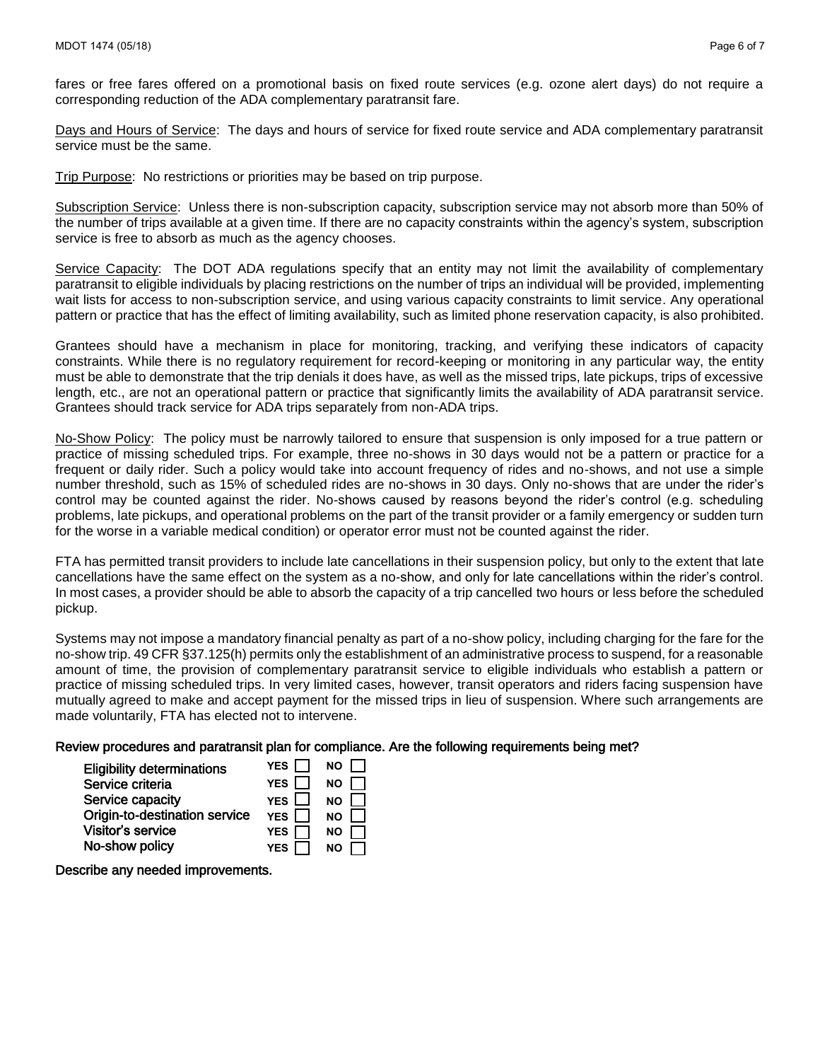fares or free fares offered on a promotional basis on fixed route services (e.g. ozone alert days) do not require a corresponding reduction of the ADA complementary paratransit fare.

Days and Hours of Service: The days and hours of service for fixed route service and ADA complementary paratransit service must be the same.

Trip Purpose: No restrictions or priorities may be based on trip purpose.

Subscription Service: Unless there is non-subscription capacity, subscription service may not absorb more than 50% of the number of trips available at a given time. If there are no capacity constraints within the agency's system, subscription service is free to absorb as much as the agency chooses.

Service Capacity: The DOT ADA regulations specify that an entity may not limit the availability of complementary paratransit to eligible individuals by placing restrictions on the number of trips an individual will be provided, implementing wait lists for access to non-subscription service, and using various capacity constraints to limit service. Any operational pattern or practice that has the effect of limiting availability, such as limited phone reservation capacity, is also prohibited.

Grantees should have a mechanism in place for monitoring, tracking, and verifying these indicators of capacity constraints. While there is no regulatory requirement for record-keeping or monitoring in any particular way, the entity must be able to demonstrate that the trip denials it does have, as well as the missed trips, late pickups, trips of excessive length, etc., are not an operational pattern or practice that significantly limits the availability of ADA paratransit service. Grantees should track service for ADA trips separately from non-ADA trips.

No-Show Policy: The policy must be narrowly tailored to ensure that suspension is only imposed for a true pattern or practice of missing scheduled trips. For example, three no-shows in 30 days would not be a pattern or practice for a frequent or daily rider. Such a policy would take into account frequency of rides and no-shows, and not use a simple number threshold, such as 15% of scheduled rides are no-shows in 30 days. Only no-shows that are under the rider's control may be counted against the rider. No-shows caused by reasons beyond the rider's control (e.g. scheduling problems, late pickups, and operational problems on the part of the transit provider or a family emergency or sudden turn for the worse in a variable medical condition) or operator error must not be counted against the rider.

FTA has permitted transit providers to include late cancellations in their suspension policy, but only to the extent that late cancellations have the same effect on the system as a no-show, and only for late cancellations within the rider's control. In most cases, a provider should be able to absorb the capacity of a trip cancelled two hours or less before the scheduled pickup.

Systems may not impose a mandatory financial penalty as part of a no-show policy, including charging for the fare for the no-show trip. 49 CFR §37.125(h) permits only the establishment of an administrative process to suspend, for a reasonable amount of time, the provision of complementary paratransit service to eligible individuals who establish a pattern or practice of missing scheduled trips. In very limited cases, however, transit operators and riders facing suspension have mutually agreed to make and accept payment for the missed trips in lieu of suspension. Where such arrangements are made voluntarily, FTA has elected not to intervene.

**Review procedures and paratransit plan for compliance. Are the following requirements being met?**

| | | |
|---|---|---|
| Eligibility determinations | YES ☐ | NO ☐ |
| Service criteria | YES ☐ | NO ☐ |
| Service capacity | YES ☐ | NO ☐ |
| Origin-to-destination service | YES ☐ | NO ☐ |
| Visitor's service | YES ☐ | NO ☐ |
| No-show policy | YES ☐ | NO ☐ |

**Describe any needed improvements.**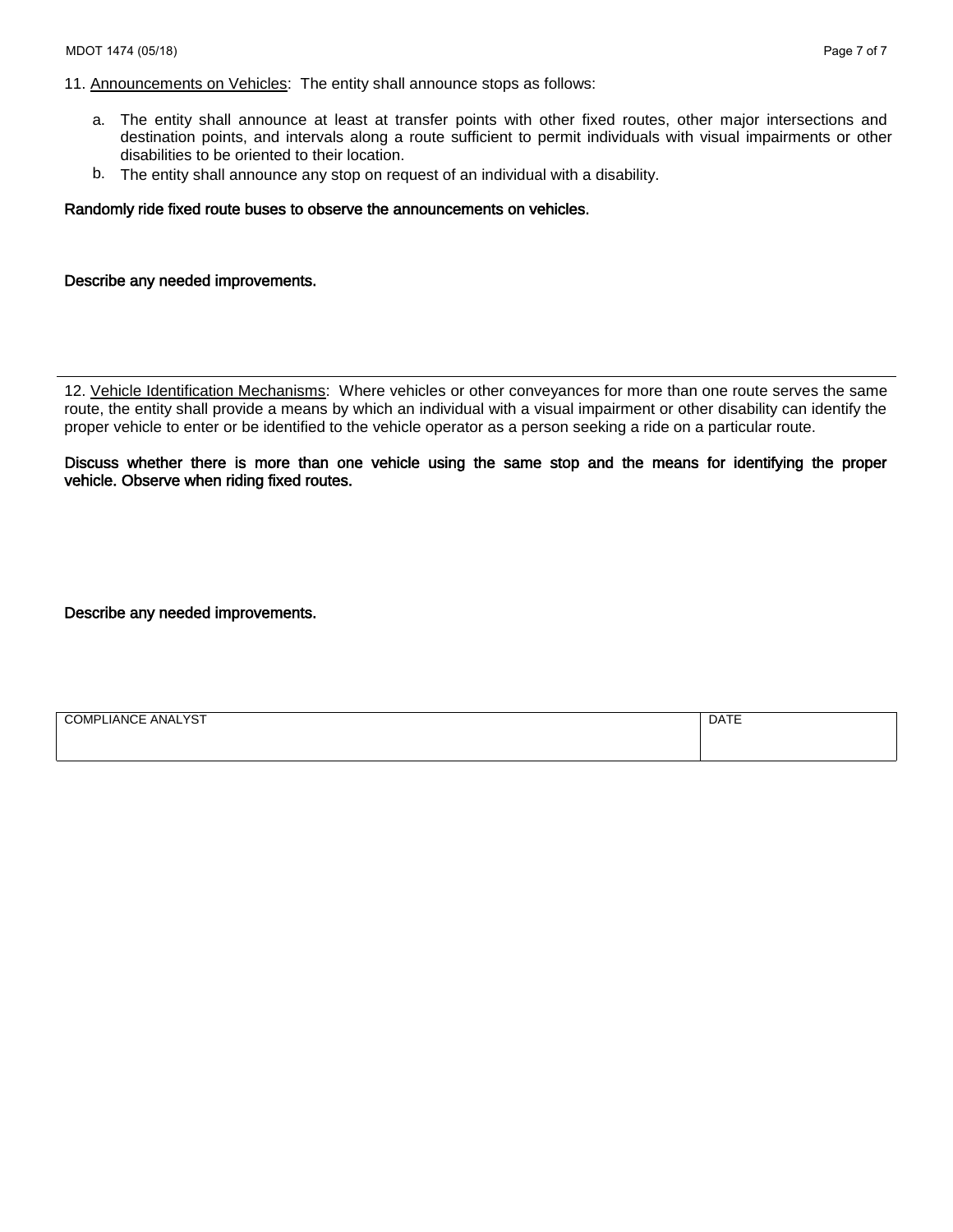11. Announcements on Vehicles: The entity shall announce stops as follows:

a. The entity shall announce at least at transfer points with other fixed routes, other major intersections and destination points, and intervals along a route sufficient to permit individuals with visual impairments or other disabilities to be oriented to their location.
b. The entity shall announce any stop on request of an individual with a disability.

**Randomly ride fixed route buses to observe the announcements on vehicles.**

**Describe any needed improvements.**

---

12. Vehicle Identification Mechanisms: Where vehicles or other conveyances for more than one route serves the same route, the entity shall provide a means by which an individual with a visual impairment or other disability can identify the proper vehicle to enter or be identified to the vehicle operator as a person seeking a ride on a particular route.

**Discuss whether there is more than one vehicle using the same stop and the means for identifying the proper vehicle. Observe when riding fixed routes.**

**Describe any needed improvements.**

| COMPLIANCE ANALYST | DATE |
| --- | --- |
| | |